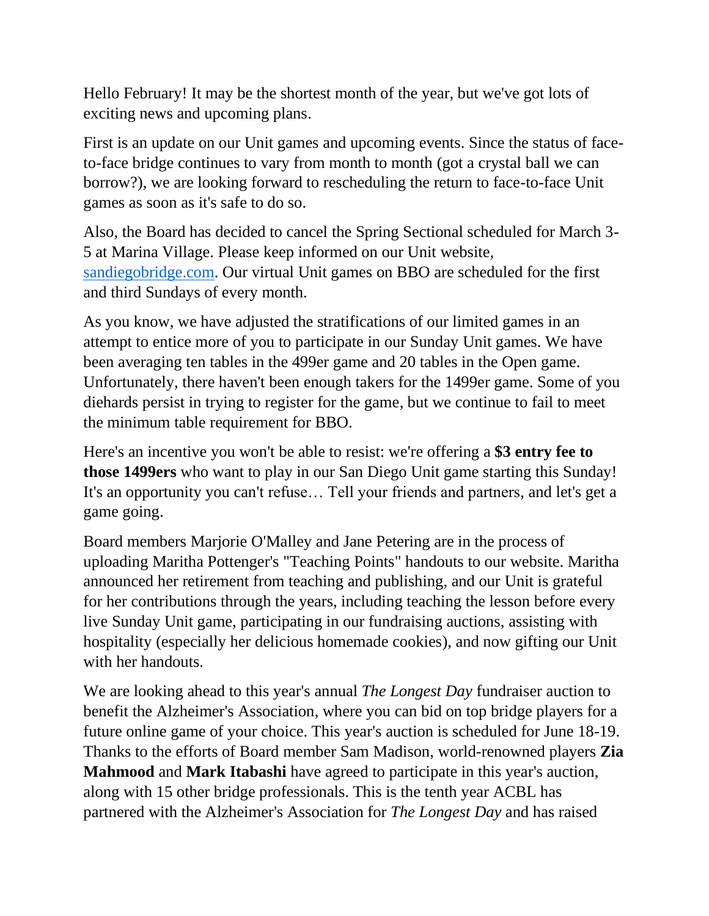Hello February! It may be the shortest month of the year, but we've got lots of exciting news and upcoming plans.

First is an update on our Unit games and upcoming events. Since the status of face-to-face bridge continues to vary from month to month (got a crystal ball we can borrow?), we are looking forward to rescheduling the return to face-to-face Unit games as soon as it's safe to do so.

Also, the Board has decided to cancel the Spring Sectional scheduled for March 3-5 at Marina Village. Please keep informed on our Unit website, [sandiegobridge.com](sandiegobridge.com). Our virtual Unit games on BBO are scheduled for the first and third Sundays of every month.

As you know, we have adjusted the stratifications of our limited games in an attempt to entice more of you to participate in our Sunday Unit games. We have been averaging ten tables in the 499er game and 20 tables in the Open game. Unfortunately, there haven't been enough takers for the 1499er game. Some of you diehards persist in trying to register for the game, but we continue to fail to meet the minimum table requirement for BBO.

Here's an incentive you won't be able to resist: we're offering a **$3 entry fee to those 1499ers** who want to play in our San Diego Unit game starting this Sunday! It's an opportunity you can't refuse… Tell your friends and partners, and let's get a game going.

Board members Marjorie O'Malley and Jane Petering are in the process of uploading Maritha Pottenger's "Teaching Points" handouts to our website. Maritha announced her retirement from teaching and publishing, and our Unit is grateful for her contributions through the years, including teaching the lesson before every live Sunday Unit game, participating in our fundraising auctions, assisting with hospitality (especially her delicious homemade cookies), and now gifting our Unit with her handouts.

We are looking ahead to this year's annual *The Longest Day* fundraiser auction to benefit the Alzheimer's Association, where you can bid on top bridge players for a future online game of your choice. This year's auction is scheduled for June 18-19. Thanks to the efforts of Board member Sam Madison, world-renowned players **Zia Mahmood** and **Mark Itabashi** have agreed to participate in this year's auction, along with 15 other bridge professionals. This is the tenth year ACBL has partnered with the Alzheimer's Association for *The Longest Day* and has raised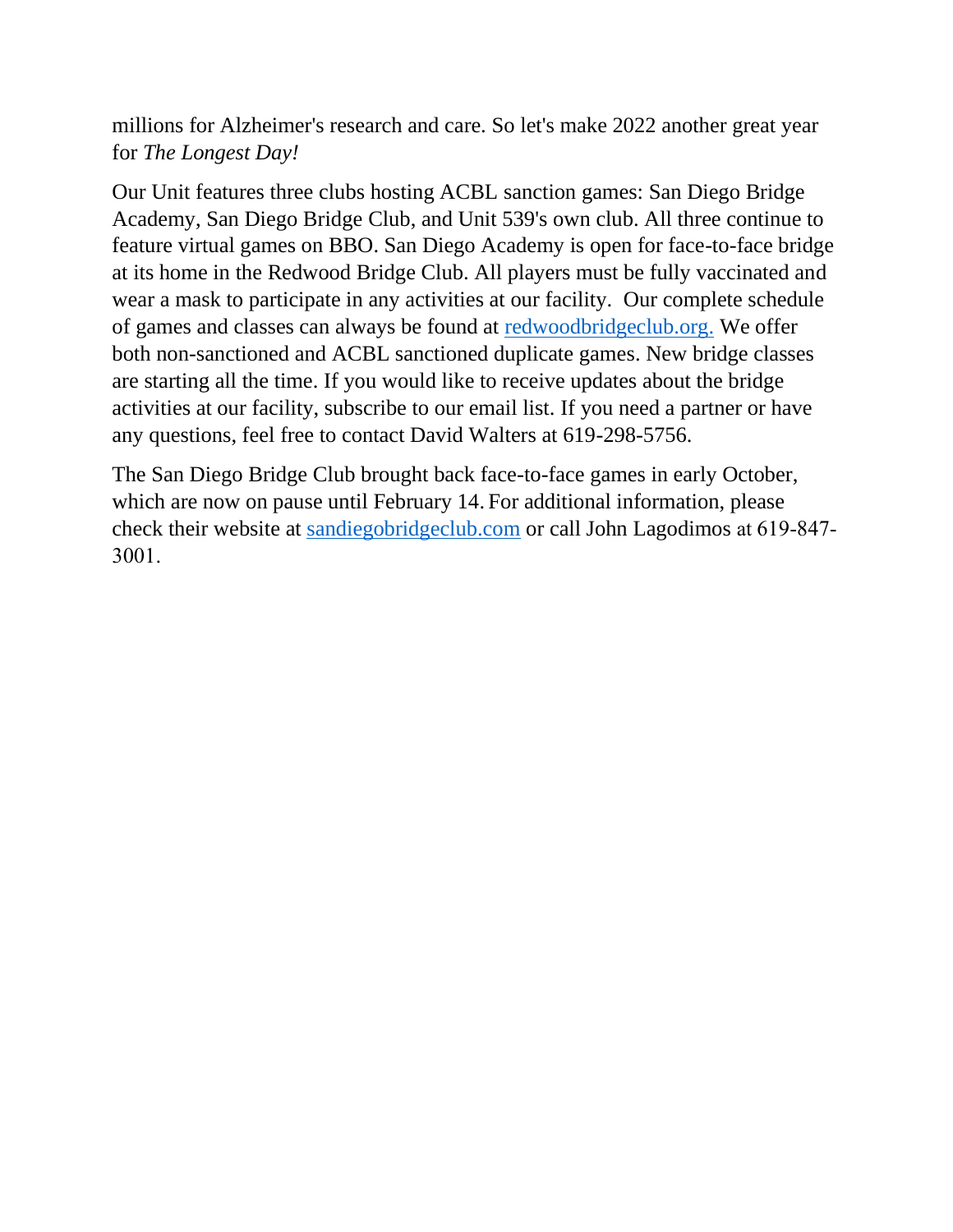millions for Alzheimer's research and care. So let's make 2022 another great year for *The Longest Day!*

Our Unit features three clubs hosting ACBL sanction games: San Diego Bridge Academy, San Diego Bridge Club, and Unit 539's own club. All three continue to feature virtual games on BBO. San Diego Academy is open for face-to-face bridge at its home in the Redwood Bridge Club. All players must be fully vaccinated and wear a mask to participate in any activities at our facility. Our complete schedule of games and classes can always be found at [redwoodbridgeclub.org.](redwoodbridgeclub.org) We offer both non-sanctioned and ACBL sanctioned duplicate games. New bridge classes are starting all the time. If you would like to receive updates about the bridge activities at our facility, subscribe to our email list. If you need a partner or have any questions, feel free to contact David Walters at 619-298-5756.

The San Diego Bridge Club brought back face-to-face games in early October, which are now on pause until February 14. For additional information, please check their website at [sandiegobridgeclub.com](sandiegobridgeclub.com) or call John Lagodimos at 619-847-3001.